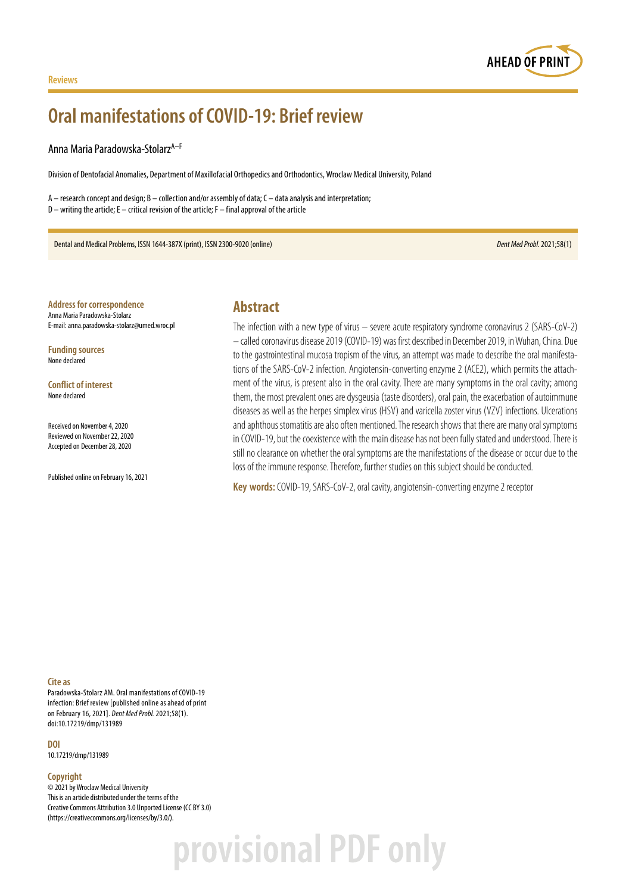Reviews

# Oral manifestations of COVID-19: Brief review

Anna Maria Paradowska-Stolarz[A–F]

Division of Dentofacial Anomalies, Department of Maxillofacial Orthopedics and Orthodontics, Wroclaw Medical University, Poland

A – research concept and design; B – collection and/or assembly of data; C – data analysis and interpretation;
D – writing the article; E – critical revision of the article; F – final approval of the article

Dental and Medical Problems, ISSN 1644-387X (print), ISSN 2300-9020 (online) *Dent Med Probl.* 2021;58(1)

**Address for correspondence**
Anna Maria Paradowska-Stolarz
E-mail: anna.paradowska-stolarz@umed.wroc.pl

**Funding sources**
None declared

**Conflict of interest**
None declared

Received on November 4, 2020
Reviewed on November 22, 2020
Accepted on December 28, 2020

Published online on February 16, 2021

## Abstract

The infection with a new type of virus – severe acute respiratory syndrome coronavirus 2 (SARS-CoV-2) – called coronavirus disease 2019 (COVID-19) was first described in December 2019, in Wuhan, China. Due to the gastrointestinal mucosa tropism of the virus, an attempt was made to describe the oral manifestations of the SARS-CoV-2 infection. Angiotensin-converting enzyme 2 (ACE2), which permits the attachment of the virus, is present also in the oral cavity. There are many symptoms in the oral cavity; among them, the most prevalent ones are dysgeusia (taste disorders), oral pain, the exacerbation of autoimmune diseases as well as the herpes simplex virus (HSV) and varicella zoster virus (VZV) infections. Ulcerations and aphthous stomatitis are also often mentioned. The research shows that there are many oral symptoms in COVID-19, but the coexistence with the main disease has not been fully stated and understood. There is still no clearance on whether the oral symptoms are the manifestations of the disease or occur due to the loss of the immune response. Therefore, further studies on this subject should be conducted.

**Key words:** COVID-19, SARS-CoV-2, oral cavity, angiotensin-converting enzyme 2 receptor

**Cite as**
Paradowska-Stolarz AM. Oral manifestations of COVID-19 infection: Brief review [published online as ahead of print on February 16, 2021]. *Dent Med Probl.* 2021;58(1). doi:10.17219/dmp/131989

**DOI**
10.17219/dmp/131989

**Copyright**
© 2021 by Wroclaw Medical University
This is an article distributed under the terms of the Creative Commons Attribution 3.0 Unported License (CC BY 3.0) (https://creativecommons.org/licenses/by/3.0/).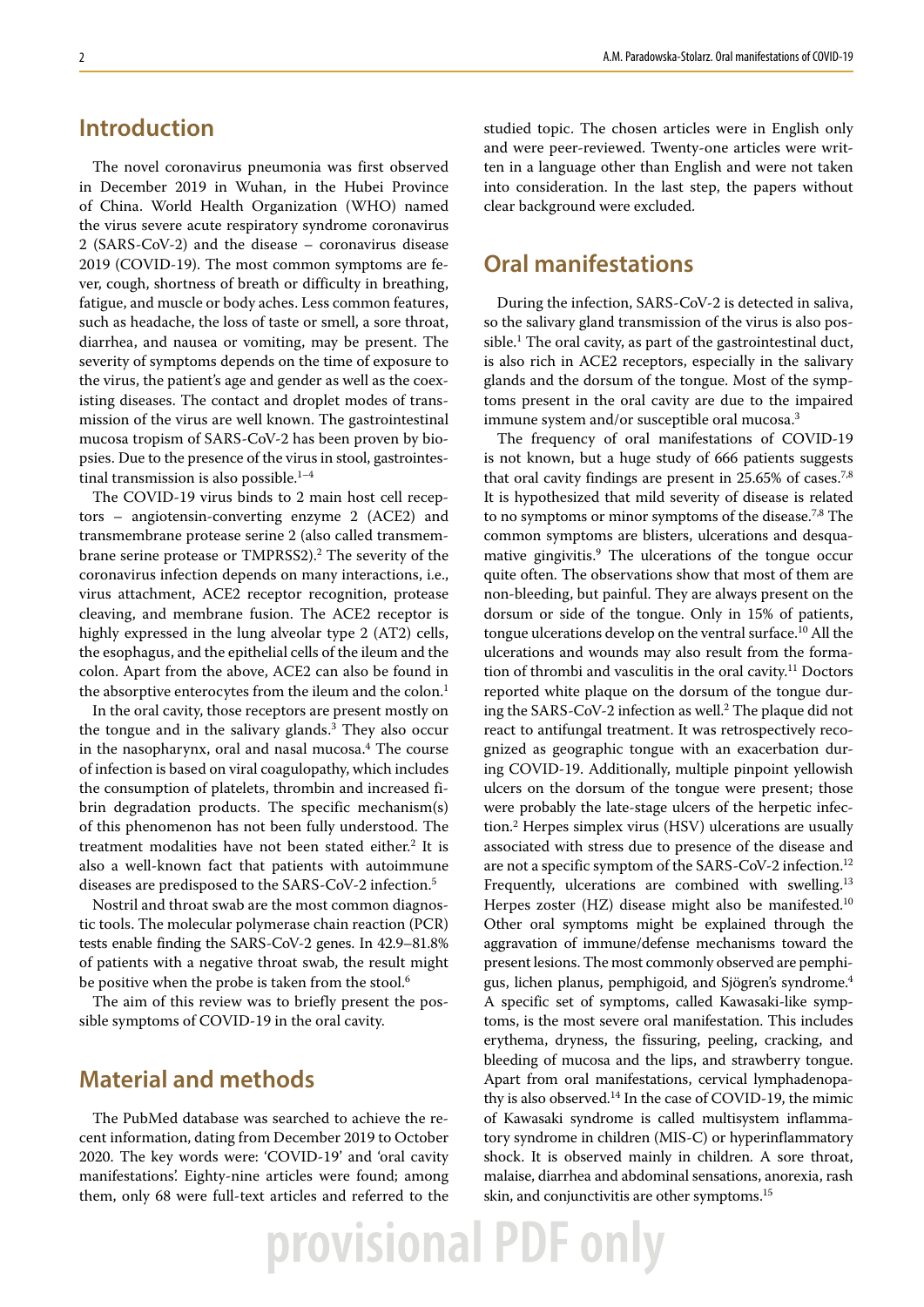## Introduction

The novel coronavirus pneumonia was first observed in December 2019 in Wuhan, in the Hubei Province of China. World Health Organization (WHO) named the virus severe acute respiratory syndrome coronavirus 2 (SARS-CoV-2) and the disease – coronavirus disease 2019 (COVID-19). The most common symptoms are fever, cough, shortness of breath or difficulty in breathing, fatigue, and muscle or body aches. Less common features, such as headache, the loss of taste or smell, a sore throat, diarrhea, and nausea or vomiting, may be present. The severity of symptoms depends on the time of exposure to the virus, the patient's age and gender as well as the coexisting diseases. The contact and droplet modes of transmission of the virus are well known. The gastrointestinal mucosa tropism of SARS-CoV-2 has been proven by biopsies. Due to the presence of the virus in stool, gastrointestinal transmission is also possible.[1–4]

The COVID-19 virus binds to 2 main host cell receptors – angiotensin-converting enzyme 2 (ACE2) and transmembrane protease serine 2 (also called transmembrane serine protease or TMPRSS2).[2] The severity of the coronavirus infection depends on many interactions, i.e., virus attachment, ACE2 receptor recognition, protease cleaving, and membrane fusion. The ACE2 receptor is highly expressed in the lung alveolar type 2 (AT2) cells, the esophagus, and the epithelial cells of the ileum and the colon. Apart from the above, ACE2 can also be found in the absorptive enterocytes from the ileum and the colon.[1]

In the oral cavity, those receptors are present mostly on the tongue and in the salivary glands.[3] They also occur in the nasopharynx, oral and nasal mucosa.[4] The course of infection is based on viral coagulopathy, which includes the consumption of platelets, thrombin and increased fibrin degradation products. The specific mechanism(s) of this phenomenon has not been fully understood. The treatment modalities have not been stated either.[2] It is also a well-known fact that patients with autoimmune diseases are predisposed to the SARS-CoV-2 infection.[5]

Nostril and throat swab are the most common diagnostic tools. The molecular polymerase chain reaction (PCR) tests enable finding the SARS-CoV-2 genes. In 42.9–81.8% of patients with a negative throat swab, the result might be positive when the probe is taken from the stool.[6]

The aim of this review was to briefly present the possible symptoms of COVID-19 in the oral cavity.

## Material and methods

The PubMed database was searched to achieve the recent information, dating from December 2019 to October 2020. The key words were: 'COVID-19' and 'oral cavity manifestations'. Eighty-nine articles were found; among them, only 68 were full-text articles and referred to the studied topic. The chosen articles were in English only and were peer-reviewed. Twenty-one articles were written in a language other than English and were not taken into consideration. In the last step, the papers without clear background were excluded.

## Oral manifestations

During the infection, SARS-CoV-2 is detected in saliva, so the salivary gland transmission of the virus is also possible.[1] The oral cavity, as part of the gastrointestinal duct, is also rich in ACE2 receptors, especially in the salivary glands and the dorsum of the tongue. Most of the symptoms present in the oral cavity are due to the impaired immune system and/or susceptible oral mucosa.[3]

The frequency of oral manifestations of COVID-19 is not known, but a huge study of 666 patients suggests that oral cavity findings are present in 25.65% of cases.[7,8] It is hypothesized that mild severity of disease is related to no symptoms or minor symptoms of the disease.[7,8] The common symptoms are blisters, ulcerations and desquamative gingivitis.[9] The ulcerations of the tongue occur quite often. The observations show that most of them are non-bleeding, but painful. They are always present on the dorsum or side of the tongue. Only in 15% of patients, tongue ulcerations develop on the ventral surface.[10] All the ulcerations and wounds may also result from the formation of thrombi and vasculitis in the oral cavity.[11] Doctors reported white plaque on the dorsum of the tongue during the SARS-CoV-2 infection as well.[2] The plaque did not react to antifungal treatment. It was retrospectively recognized as geographic tongue with an exacerbation during COVID-19. Additionally, multiple pinpoint yellowish ulcers on the dorsum of the tongue were present; those were probably the late-stage ulcers of the herpetic infection.[2] Herpes simplex virus (HSV) ulcerations are usually associated with stress due to presence of the disease and are not a specific symptom of the SARS-CoV-2 infection.[12] Frequently, ulcerations are combined with swelling.[13] Herpes zoster (HZ) disease might also be manifested.[10] Other oral symptoms might be explained through the aggravation of immune/defense mechanisms toward the present lesions. The most commonly observed are pemphigus, lichen planus, pemphigoid, and Sjögren's syndrome.[4] A specific set of symptoms, called Kawasaki-like symptoms, is the most severe oral manifestation. This includes erythema, dryness, the fissuring, peeling, cracking, and bleeding of mucosa and the lips, and strawberry tongue. Apart from oral manifestations, cervical lymphadenopathy is also observed.[14] In the case of COVID-19, the mimic of Kawasaki syndrome is called multisystem inflammatory syndrome in children (MIS-C) or hyperinflammatory shock. It is observed mainly in children. A sore throat, malaise, diarrhea and abdominal sensations, anorexia, rash skin, and conjunctivitis are other symptoms.[15]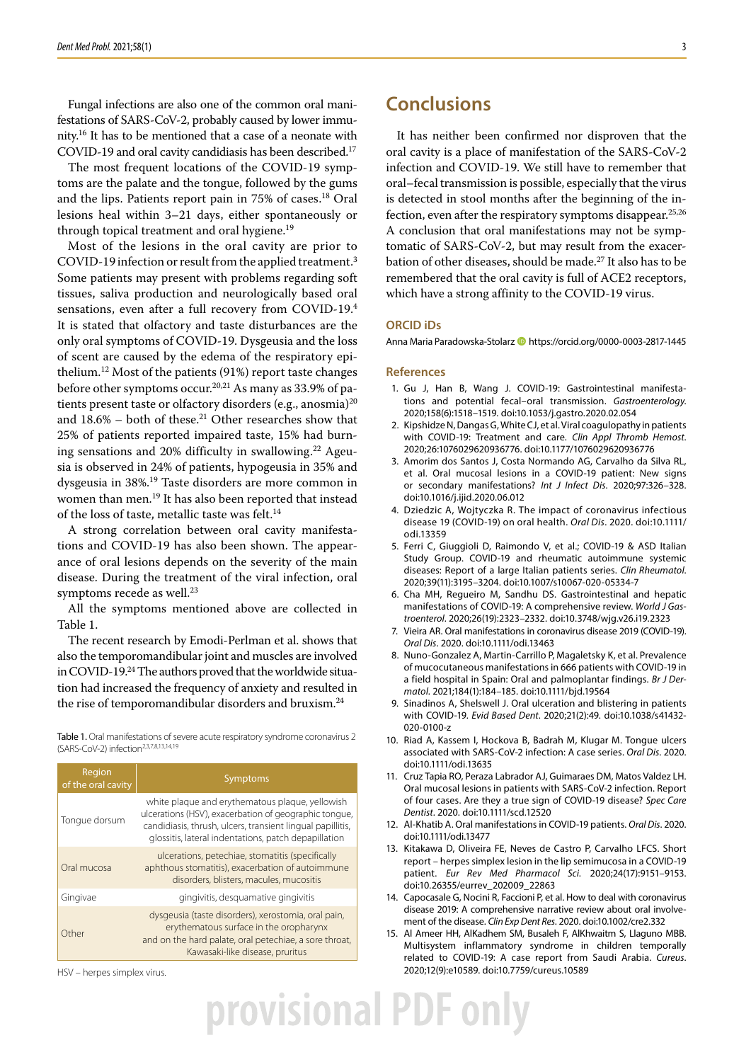Fungal infections are also one of the common oral manifestations of SARS-CoV-2, probably caused by lower immunity.[16] It has to be mentioned that a case of a neonate with COVID-19 and oral cavity candidiasis has been described.[17]

The most frequent locations of the COVID-19 symptoms are the palate and the tongue, followed by the gums and the lips. Patients report pain in 75% of cases.[18] Oral lesions heal within 3–21 days, either spontaneously or through topical treatment and oral hygiene.[19]

Most of the lesions in the oral cavity are prior to COVID-19 infection or result from the applied treatment.[3] Some patients may present with problems regarding soft tissues, saliva production and neurologically based oral sensations, even after a full recovery from COVID-19.[4] It is stated that olfactory and taste disturbances are the only oral symptoms of COVID-19. Dysgeusia and the loss of scent are caused by the edema of the respiratory epithelium.[12] Most of the patients (91%) report taste changes before other symptoms occur.[20,21] As many as 33.9% of patients present taste or olfactory disorders (e.g., anosmia)[20] and 18.6% – both of these.[21] Other researches show that 25% of patients reported impaired taste, 15% had burning sensations and 20% difficulty in swallowing.[22] Ageusia is observed in 24% of patients, hypogeusia in 35% and dysgeusia in 38%.[19] Taste disorders are more common in women than men.[19] It has also been reported that instead of the loss of taste, metallic taste was felt.[14]

A strong correlation between oral cavity manifestations and COVID-19 has also been shown. The appearance of oral lesions depends on the severity of the main disease. During the treatment of the viral infection, oral symptoms recede as well.[23]

All the symptoms mentioned above are collected in Table 1.

The recent research by Emodi-Perlman et al. shows that also the temporomandibular joint and muscles are involved in COVID-19.[24] The authors proved that the worldwide situation had increased the frequency of anxiety and resulted in the rise of temporomandibular disorders and bruxism.[24]

Table 1. Oral manifestations of severe acute respiratory syndrome coronavirus 2 (SARS-CoV-2) infection[2,3,7,8,13,14,19]

| Region of the oral cavity | Symptoms |
|---|---|
| Tongue dorsum | white plaque and erythematous plaque, yellowish ulcerations (HSV), exacerbation of geographic tongue, candidiasis, thrush, ulcers, transient lingual papillitis, glossitis, lateral indentations, patch depapillation |
| Oral mucosa | ulcerations, petechiae, stomatitis (specifically aphthous stomatitis), exacerbation of autoimmune disorders, blisters, macules, mucositis |
| Gingivae | gingivitis, desquamative gingivitis |
| Other | dysgeusia (taste disorders), xerostomia, oral pain, erythematous surface in the oropharynx and on the hard palate, oral petechiae, a sore throat, Kawasaki-like disease, pruritus |

HSV – herpes simplex virus.

# Conclusions

It has neither been confirmed nor disproven that the oral cavity is a place of manifestation of the SARS-CoV-2 infection and COVID-19. We still have to remember that oral–fecal transmission is possible, especially that the virus is detected in stool months after the beginning of the infection, even after the respiratory symptoms disappear.[25,26] A conclusion that oral manifestations may not be symptomatic of SARS-CoV-2, but may result from the exacerbation of other diseases, should be made.[27] It also has to be remembered that the oral cavity is full of ACE2 receptors, which have a strong affinity to the COVID-19 virus.

## ORCID iDs

Anna Maria Paradowska-Stolarz https://orcid.org/0000-0003-2817-1445

## References

1. Gu J, Han B, Wang J. COVID-19: Gastrointestinal manifestations and potential fecal–oral transmission. *Gastroenterology.* 2020;158(6):1518–1519. doi:10.1053/j.gastro.2020.02.054
2. Kipshidze N, Dangas G, White CJ, et al. Viral coagulopathy in patients with COVID-19: Treatment and care. *Clin Appl Thromb Hemost.* 2020;26:1076029620936776. doi:10.1177/1076029620936776
3. Amorim dos Santos J, Costa Normando AG, Carvalho da Silva RL, et al. Oral mucosal lesions in a COVID-19 patient: New signs or secondary manifestations? *Int J Infect Dis.* 2020;97:326–328. doi:10.1016/j.ijid.2020.06.012
4. Dziedzic A, Wojtyczka R. The impact of coronavirus infectious disease 19 (COVID-19) on oral health. *Oral Dis.* 2020. doi:10.1111/odi.13359
5. Ferri C, Giuggioli D, Raimondo V, et al.; COVID-19 & ASD Italian Study Group. COVID-19 and rheumatic autoimmune systemic diseases: Report of a large Italian patients series. *Clin Rheumatol.* 2020;39(11):3195–3204. doi:10.1007/s10067-020-05334-7
6. Cha MH, Regueiro M, Sandhu DS. Gastrointestinal and hepatic manifestations of COVID-19: A comprehensive review. *World J Gastroenterol.* 2020;26(19):2323–2332. doi:10.3748/wjg.v26.i19.2323
7. Vieira AR. Oral manifestations in coronavirus disease 2019 (COVID-19). *Oral Dis.* 2020. doi:10.1111/odi.13463
8. Nuno-Gonzalez A, Martin-Carrillo P, Magaletsky K, et al. Prevalence of mucocutaneous manifestations in 666 patients with COVID-19 in a field hospital in Spain: Oral and palmoplantar findings. *Br J Dermatol.* 2021;184(1):184–185. doi:10.1111/bjd.19564
9. Sinadinos A, Shelswell J. Oral ulceration and blistering in patients with COVID-19. *Evid Based Dent.* 2020;21(2):49. doi:10.1038/s41432-020-0100-z
10. Riad A, Kassem I, Hockova B, Badrah M, Klugar M. Tongue ulcers associated with SARS-CoV-2 infection: A case series. *Oral Dis.* 2020. doi:10.1111/odi.13635
11. Cruz Tapia RO, Peraza Labrador AJ, Guimaraes DM, Matos Valdez LH. Oral mucosal lesions in patients with SARS-CoV-2 infection. Report of four cases. Are they a true sign of COVID-19 disease? *Spec Care Dentist.* 2020. doi:10.1111/scd.12520
12. Al-Khatib A. Oral manifestations in COVID-19 patients. *Oral Dis.* 2020. doi:10.1111/odi.13477
13. Kitakawa D, Oliveira FE, Neves de Castro P, Carvalho LFCS. Short report – herpes simplex lesion in the lip semimucosa in a COVID-19 patient. *Eur Rev Med Pharmacol Sci.* 2020;24(17):9151–9153. doi:10.26355/eurrev_202009_22863
14. Capocasale G, Nocini R, Faccioni P, et al. How to deal with coronavirus disease 2019: A comprehensive narrative review about oral involvement of the disease. *Clin Exp Dent Res.* 2020. doi:10.1002/cre2.332
15. Al Ameer HH, AlKadhem SM, Busaleh F, AlKhwaitm S, Llaguno MBB. Multisystem inflammatory syndrome in children temporally related to COVID-19: A case report from Saudi Arabia. *Cureus.* 2020;12(9):e10589. doi:10.7759/cureus.10589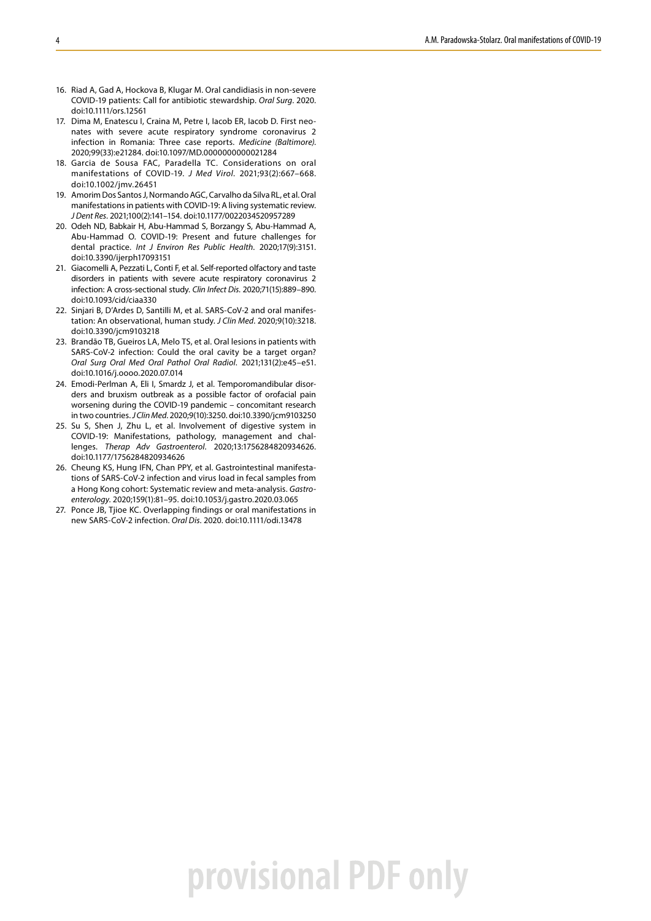16. Riad A, Gad A, Hockova B, Klugar M. Oral candidiasis in non-severe COVID-19 patients: Call for antibiotic stewardship. *Oral Surg*. 2020. doi:10.1111/ors.12561
17. Dima M, Enatescu I, Craina M, Petre I, Iacob ER, Iacob D. First neonates with severe acute respiratory syndrome coronavirus 2 infection in Romania: Three case reports. *Medicine (Baltimore)*. 2020;99(33):e21284. doi:10.1097/MD.0000000000021284
18. Garcia de Sousa FAC, Paradella TC. Considerations on oral manifestations of COVID-19. *J Med Virol*. 2021;93(2):667–668. doi:10.1002/jmv.26451
19. Amorim Dos Santos J, Normando AGC, Carvalho da Silva RL, et al. Oral manifestations in patients with COVID-19: A living systematic review. *J Dent Res*. 2021;100(2):141–154. doi:10.1177/0022034520957289
20. Odeh ND, Babkair H, Abu-Hammad S, Borzangy S, Abu-Hammad A, Abu-Hammad O. COVID-19: Present and future challenges for dental practice. *Int J Environ Res Public Health*. 2020;17(9):3151. doi:10.3390/ijerph17093151
21. Giacomelli A, Pezzati L, Conti F, et al. Self-reported olfactory and taste disorders in patients with severe acute respiratory coronavirus 2 infection: A cross-sectional study. *Clin Infect Dis*. 2020;71(15):889–890. doi:10.1093/cid/ciaa330
22. Sinjari B, D'Ardes D, Santilli M, et al. SARS-CoV-2 and oral manifestation: An observational, human study. *J Clin Med*. 2020;9(10):3218. doi:10.3390/jcm9103218
23. Brandão TB, Gueiros LA, Melo TS, et al. Oral lesions in patients with SARS-CoV-2 infection: Could the oral cavity be a target organ? *Oral Surg Oral Med Oral Pathol Oral Radiol*. 2021;131(2):e45–e51. doi:10.1016/j.oooo.2020.07.014
24. Emodi-Perlman A, Eli I, Smardz J, et al. Temporomandibular disorders and bruxism outbreak as a possible factor of orofacial pain worsening during the COVID-19 pandemic – concomitant research in two countries. *J Clin Med*. 2020;9(10):3250. doi:10.3390/jcm9103250
25. Su S, Shen J, Zhu L, et al. Involvement of digestive system in COVID-19: Manifestations, pathology, management and challenges. *Therap Adv Gastroenterol*. 2020;13:1756284820934626. doi:10.1177/1756284820934626
26. Cheung KS, Hung IFN, Chan PPY, et al. Gastrointestinal manifestations of SARS-CoV-2 infection and virus load in fecal samples from a Hong Kong cohort: Systematic review and meta-analysis. *Gastroenterology*. 2020;159(1):81–95. doi:10.1053/j.gastro.2020.03.065
27. Ponce JB, Tjioe KC. Overlapping findings or oral manifestations in new SARS-CoV-2 infection. *Oral Dis*. 2020. doi:10.1111/odi.13478

provisional PDF only